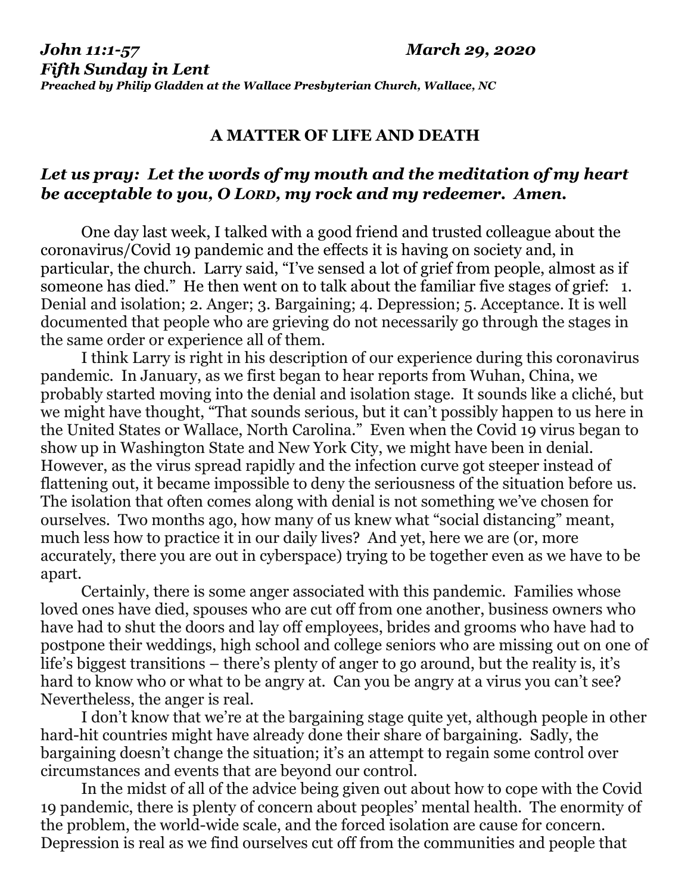***John 11:1-57*** ***March 29, 2020***
***Fifth Sunday in Lent***
***Preached by Philip Gladden at the Wallace Presbyterian Church, Wallace, NC***

## A MATTER OF LIFE AND DEATH

***Let us pray: Let the words of my mouth and the meditation of my heart be acceptable to you, O LORD, my rock and my redeemer. Amen.***

One day last week, I talked with a good friend and trusted colleague about the coronavirus/Covid 19 pandemic and the effects it is having on society and, in particular, the church. Larry said, "I've sensed a lot of grief from people, almost as if someone has died." He then went on to talk about the familiar five stages of grief: 1. Denial and isolation; 2. Anger; 3. Bargaining; 4. Depression; 5. Acceptance. It is well documented that people who are grieving do not necessarily go through the stages in the same order or experience all of them.

I think Larry is right in his description of our experience during this coronavirus pandemic. In January, as we first began to hear reports from Wuhan, China, we probably started moving into the denial and isolation stage. It sounds like a cliché, but we might have thought, "That sounds serious, but it can't possibly happen to us here in the United States or Wallace, North Carolina." Even when the Covid 19 virus began to show up in Washington State and New York City, we might have been in denial. However, as the virus spread rapidly and the infection curve got steeper instead of flattening out, it became impossible to deny the seriousness of the situation before us. The isolation that often comes along with denial is not something we've chosen for ourselves. Two months ago, how many of us knew what "social distancing" meant, much less how to practice it in our daily lives? And yet, here we are (or, more accurately, there you are out in cyberspace) trying to be together even as we have to be apart.

Certainly, there is some anger associated with this pandemic. Families whose loved ones have died, spouses who are cut off from one another, business owners who have had to shut the doors and lay off employees, brides and grooms who have had to postpone their weddings, high school and college seniors who are missing out on one of life's biggest transitions – there's plenty of anger to go around, but the reality is, it's hard to know who or what to be angry at. Can you be angry at a virus you can't see? Nevertheless, the anger is real.

I don't know that we're at the bargaining stage quite yet, although people in other hard-hit countries might have already done their share of bargaining. Sadly, the bargaining doesn't change the situation; it's an attempt to regain some control over circumstances and events that are beyond our control.

In the midst of all of the advice being given out about how to cope with the Covid 19 pandemic, there is plenty of concern about peoples' mental health. The enormity of the problem, the world-wide scale, and the forced isolation are cause for concern. Depression is real as we find ourselves cut off from the communities and people that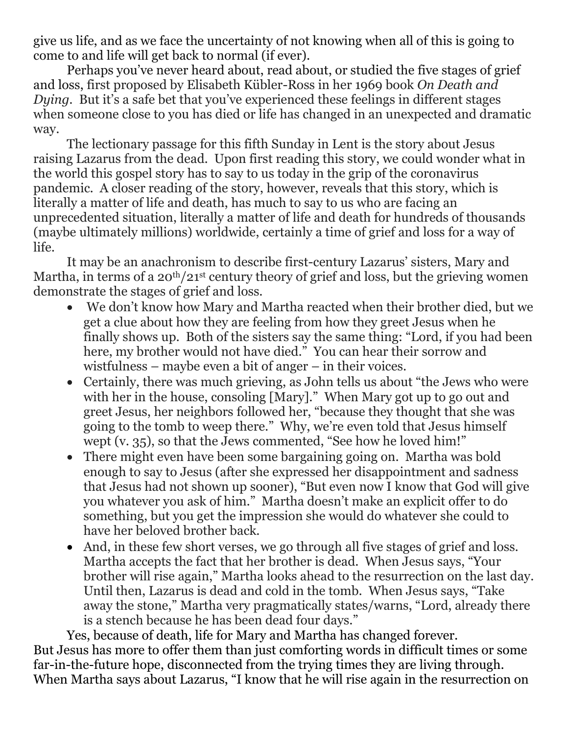give us life, and as we face the uncertainty of not knowing when all of this is going to come to and life will get back to normal (if ever).

Perhaps you've never heard about, read about, or studied the five stages of grief and loss, first proposed by Elisabeth Kübler-Ross in her 1969 book *On Death and Dying*. But it's a safe bet that you've experienced these feelings in different stages when someone close to you has died or life has changed in an unexpected and dramatic way.

The lectionary passage for this fifth Sunday in Lent is the story about Jesus raising Lazarus from the dead. Upon first reading this story, we could wonder what in the world this gospel story has to say to us today in the grip of the coronavirus pandemic. A closer reading of the story, however, reveals that this story, which is literally a matter of life and death, has much to say to us who are facing an unprecedented situation, literally a matter of life and death for hundreds of thousands (maybe ultimately millions) worldwide, certainly a time of grief and loss for a way of life.

It may be an anachronism to describe first-century Lazarus' sisters, Mary and Martha, in terms of a 20th/21st century theory of grief and loss, but the grieving women demonstrate the stages of grief and loss.

- We don't know how Mary and Martha reacted when their brother died, but we get a clue about how they are feeling from how they greet Jesus when he finally shows up. Both of the sisters say the same thing: "Lord, if you had been here, my brother would not have died." You can hear their sorrow and wistfulness – maybe even a bit of anger – in their voices.
- Certainly, there was much grieving, as John tells us about "the Jews who were with her in the house, consoling [Mary]." When Mary got up to go out and greet Jesus, her neighbors followed her, "because they thought that she was going to the tomb to weep there." Why, we're even told that Jesus himself wept (v. 35), so that the Jews commented, "See how he loved him!"
- There might even have been some bargaining going on. Martha was bold enough to say to Jesus (after she expressed her disappointment and sadness that Jesus had not shown up sooner), "But even now I know that God will give you whatever you ask of him." Martha doesn't make an explicit offer to do something, but you get the impression she would do whatever she could to have her beloved brother back.
- And, in these few short verses, we go through all five stages of grief and loss. Martha accepts the fact that her brother is dead. When Jesus says, "Your brother will rise again," Martha looks ahead to the resurrection on the last day. Until then, Lazarus is dead and cold in the tomb. When Jesus says, "Take away the stone," Martha very pragmatically states/warns, "Lord, already there is a stench because he has been dead four days."

Yes, because of death, life for Mary and Martha has changed forever. But Jesus has more to offer them than just comforting words in difficult times or some far-in-the-future hope, disconnected from the trying times they are living through. When Martha says about Lazarus, "I know that he will rise again in the resurrection on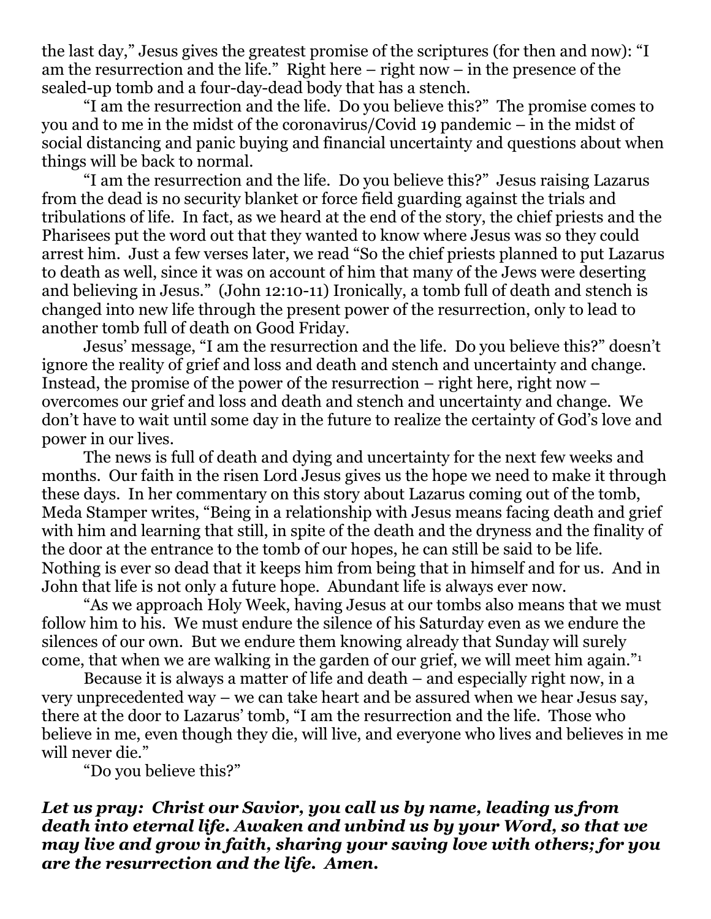the last day," Jesus gives the greatest promise of the scriptures (for then and now): "I am the resurrection and the life." Right here – right now – in the presence of the sealed-up tomb and a four-day-dead body that has a stench.

"I am the resurrection and the life. Do you believe this?" The promise comes to you and to me in the midst of the coronavirus/Covid 19 pandemic – in the midst of social distancing and panic buying and financial uncertainty and questions about when things will be back to normal.

"I am the resurrection and the life. Do you believe this?" Jesus raising Lazarus from the dead is no security blanket or force field guarding against the trials and tribulations of life. In fact, as we heard at the end of the story, the chief priests and the Pharisees put the word out that they wanted to know where Jesus was so they could arrest him. Just a few verses later, we read "So the chief priests planned to put Lazarus to death as well, since it was on account of him that many of the Jews were deserting and believing in Jesus." (John 12:10-11) Ironically, a tomb full of death and stench is changed into new life through the present power of the resurrection, only to lead to another tomb full of death on Good Friday.

Jesus' message, "I am the resurrection and the life. Do you believe this?" doesn't ignore the reality of grief and loss and death and stench and uncertainty and change. Instead, the promise of the power of the resurrection – right here, right now – overcomes our grief and loss and death and stench and uncertainty and change. We don't have to wait until some day in the future to realize the certainty of God's love and power in our lives.

The news is full of death and dying and uncertainty for the next few weeks and months. Our faith in the risen Lord Jesus gives us the hope we need to make it through these days. In her commentary on this story about Lazarus coming out of the tomb, Meda Stamper writes, "Being in a relationship with Jesus means facing death and grief with him and learning that still, in spite of the death and the dryness and the finality of the door at the entrance to the tomb of our hopes, he can still be said to be life. Nothing is ever so dead that it keeps him from being that in himself and for us. And in John that life is not only a future hope. Abundant life is always ever now.

"As we approach Holy Week, having Jesus at our tombs also means that we must follow him to his. We must endure the silence of his Saturday even as we endure the silences of our own. But we endure them knowing already that Sunday will surely come, that when we are walking in the garden of our grief, we will meet him again."[1]

Because it is always a matter of life and death – and especially right now, in a very unprecedented way – we can take heart and be assured when we hear Jesus say, there at the door to Lazarus' tomb, "I am the resurrection and the life. Those who believe in me, even though they die, will live, and everyone who lives and believes in me will never die."

"Do you believe this?"

***Let us pray: Christ our Savior, you call us by name, leading us from death into eternal life. Awaken and unbind us by your Word, so that we may live and grow in faith, sharing your saving love with others; for you are the resurrection and the life. Amen.***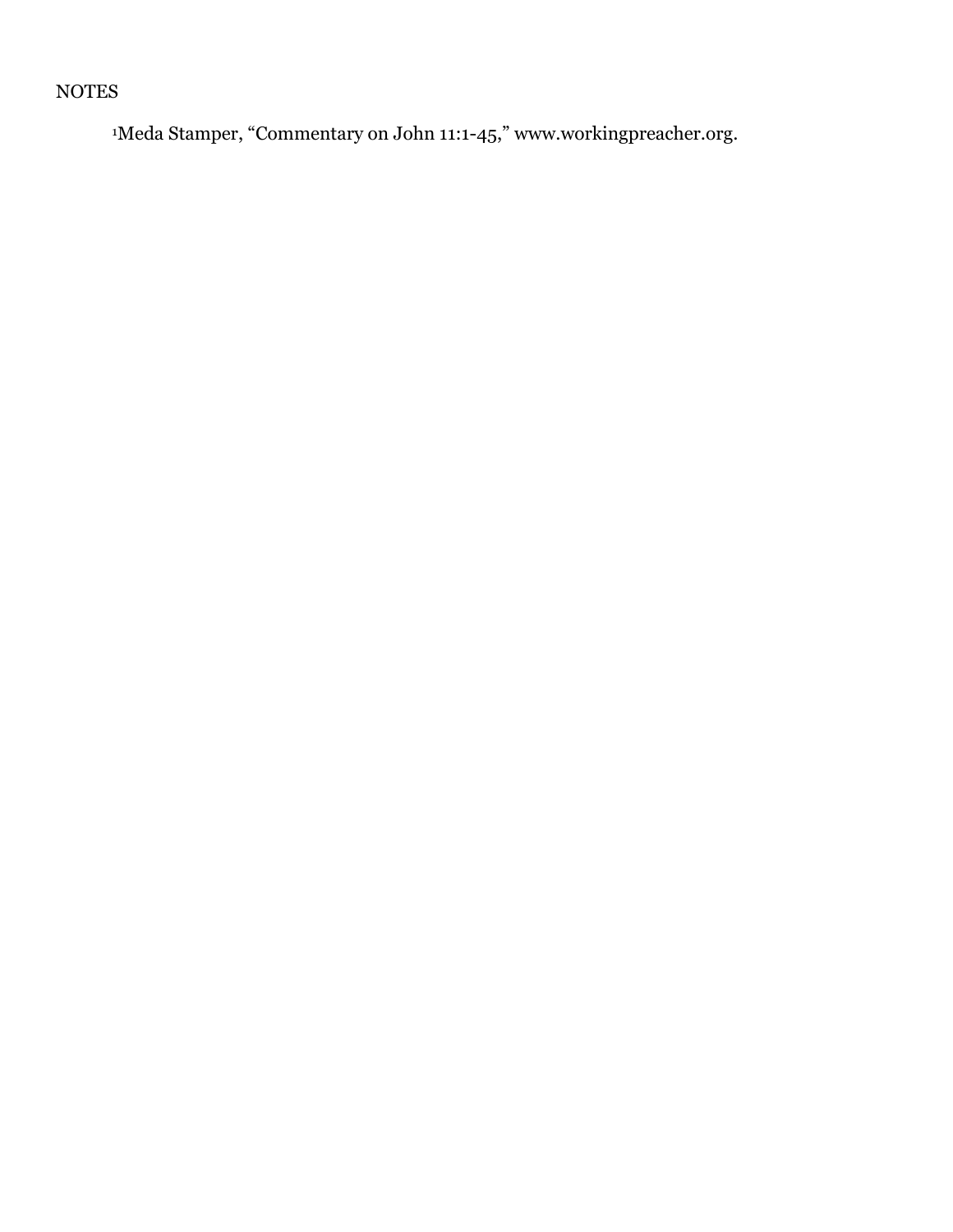NOTES

[1]Meda Stamper, “Commentary on John 11:1-45,” www.workingpreacher.org.